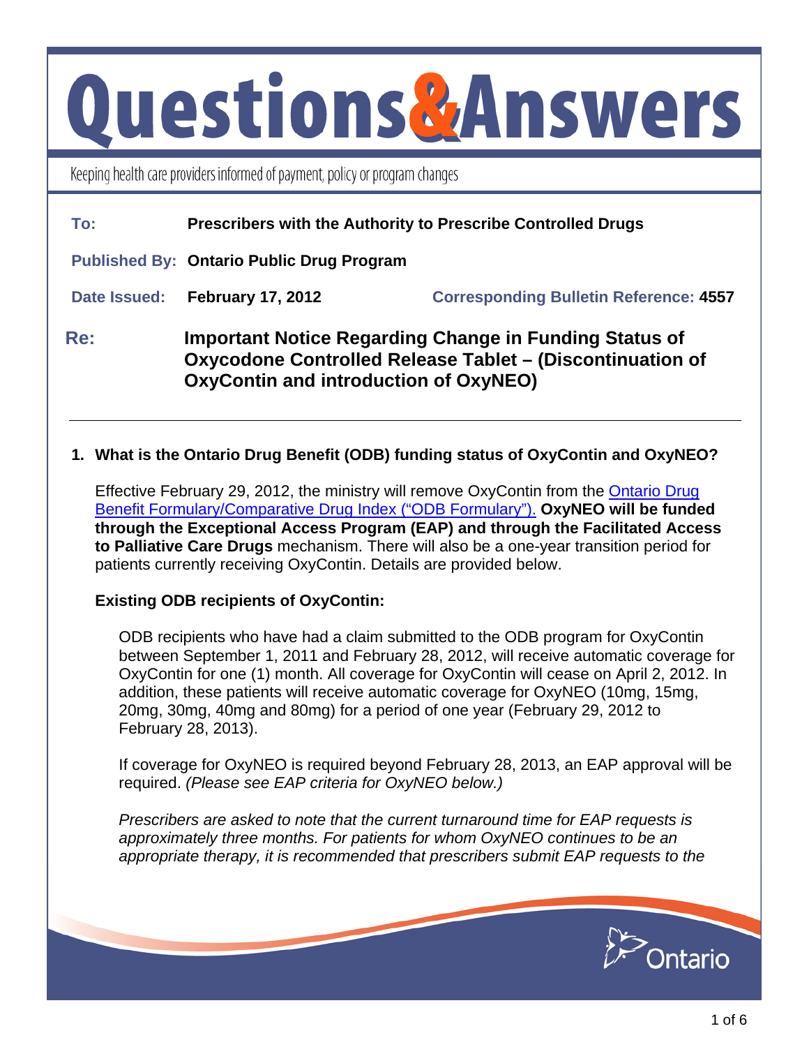# Questions&Answers

Keeping health care providers informed of payment, policy or program changes

**To:** Prescribers with the Authority to Prescribe Controlled Drugs

**Published By:** Ontario Public Drug Program

**Date Issued:** February 17, 2012 **Corresponding Bulletin Reference:** 4557

**Re:** **Important Notice Regarding Change in Funding Status of Oxycodone Controlled Release Tablet – (Discontinuation of OxyContin and introduction of OxyNEO)**

---

**1. What is the Ontario Drug Benefit (ODB) funding status of OxyContin and OxyNEO?**

Effective February 29, 2012, the ministry will remove OxyContin from the Ontario Drug Benefit Formulary/Comparative Drug Index ("ODB Formulary"). **OxyNEO will be funded through the Exceptional Access Program (EAP) and through the Facilitated Access to Palliative Care Drugs** mechanism. There will also be a one-year transition period for patients currently receiving OxyContin. Details are provided below.

**Existing ODB recipients of OxyContin:**

ODB recipients who have had a claim submitted to the ODB program for OxyContin between September 1, 2011 and February 28, 2012, will receive automatic coverage for OxyContin for one (1) month. All coverage for OxyContin will cease on April 2, 2012. In addition, these patients will receive automatic coverage for OxyNEO (10mg, 15mg, 20mg, 30mg, 40mg and 80mg) for a period of one year (February 29, 2012 to February 28, 2013).

If coverage for OxyNEO is required beyond February 28, 2013, an EAP approval will be required. *(Please see EAP criteria for OxyNEO below.)*

*Prescribers are asked to note that the current turnaround time for EAP requests is approximately three months. For patients for whom OxyNEO continues to be an appropriate therapy, it is recommended that prescribers submit EAP requests to the*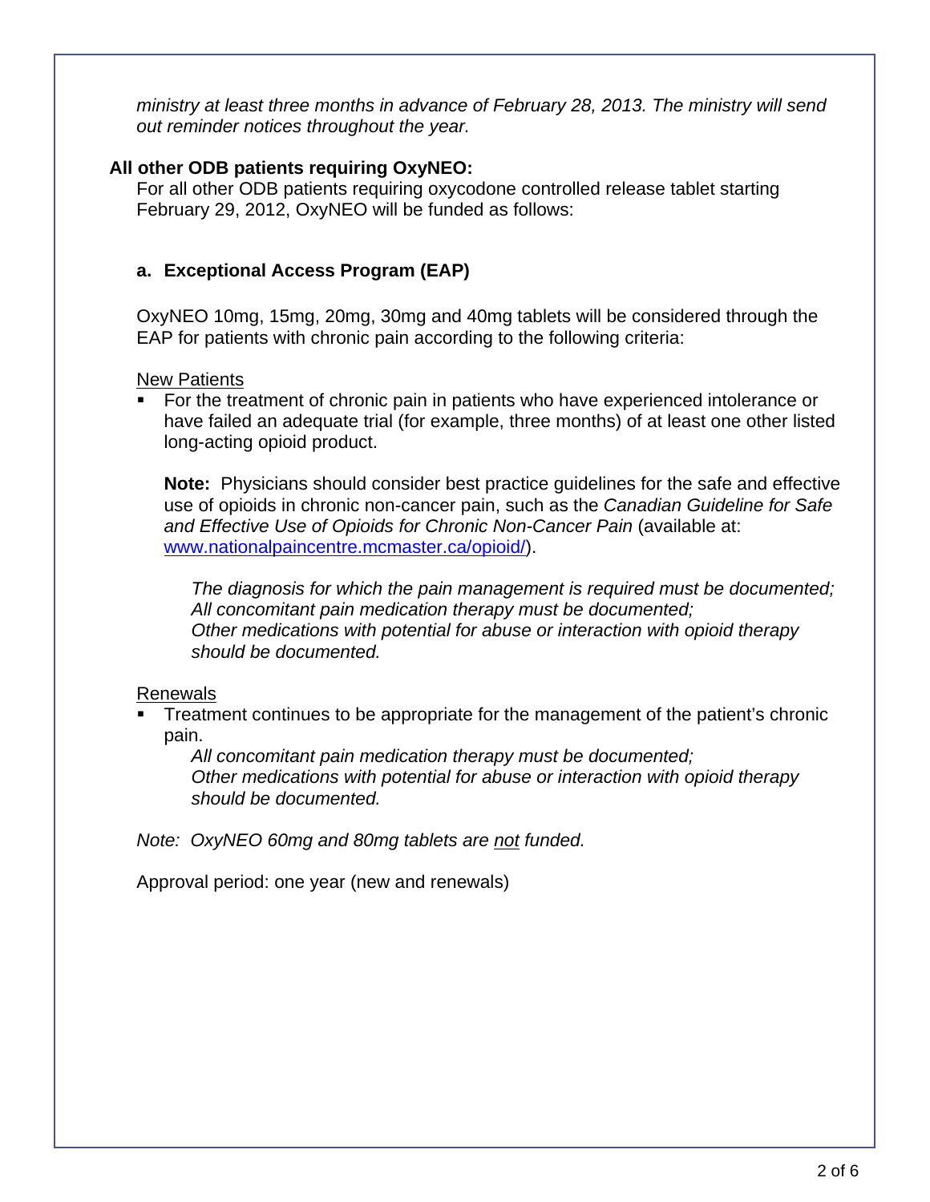*ministry at least three months in advance of February 28, 2013. The ministry will send out reminder notices throughout the year.*

**All other ODB patients requiring OxyNEO:**

For all other ODB patients requiring oxycodone controlled release tablet starting February 29, 2012, OxyNEO will be funded as follows:

**a. Exceptional Access Program (EAP)**

OxyNEO 10mg, 15mg, 20mg, 30mg and 40mg tablets will be considered through the EAP for patients with chronic pain according to the following criteria:

<u>New Patients</u>

- For the treatment of chronic pain in patients who have experienced intolerance or have failed an adequate trial (for example, three months) of at least one other listed long-acting opioid product.

  **Note:** Physicians should consider best practice guidelines for the safe and effective use of opioids in chronic non-cancer pain, such as the *Canadian Guideline for Safe and Effective Use of Opioids for Chronic Non-Cancer Pain* (available at: www.nationalpaincentre.mcmaster.ca/opioid/).

  *The diagnosis for which the pain management is required must be documented;*
  *All concomitant pain medication therapy must be documented;*
  *Other medications with potential for abuse or interaction with opioid therapy should be documented.*

<u>Renewals</u>

- Treatment continues to be appropriate for the management of the patient's chronic pain.

  *All concomitant pain medication therapy must be documented;*
  *Other medications with potential for abuse or interaction with opioid therapy should be documented.*

*Note: OxyNEO 60mg and 80mg tablets are <u>not</u> funded.*

Approval period: one year (new and renewals)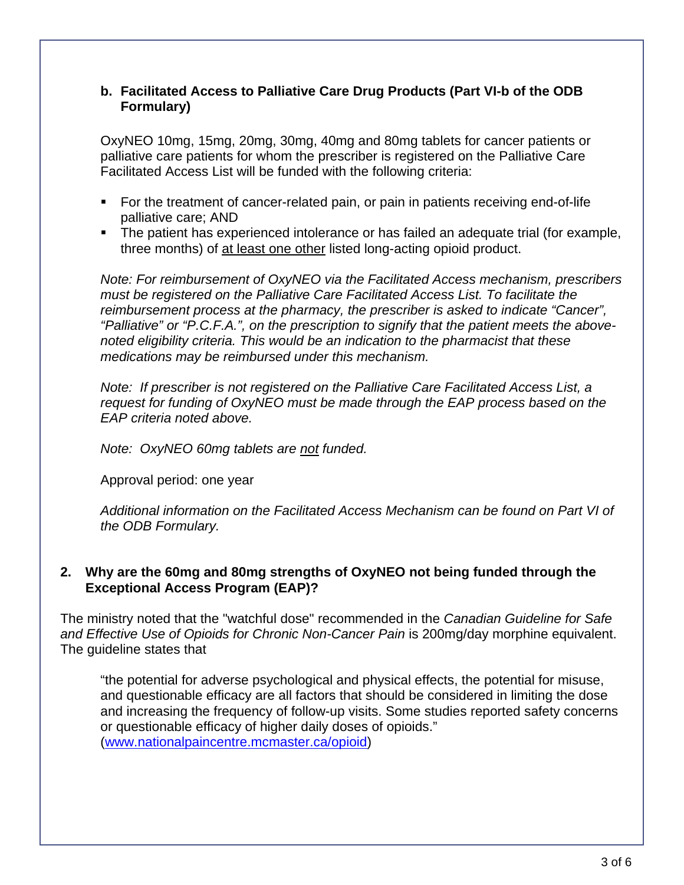### b. Facilitated Access to Palliative Care Drug Products (Part VI-b of the ODB Formulary)

OxyNEO 10mg, 15mg, 20mg, 30mg, 40mg and 80mg tablets for cancer patients or palliative care patients for whom the prescriber is registered on the Palliative Care Facilitated Access List will be funded with the following criteria:

- For the treatment of cancer-related pain, or pain in patients receiving end-of-life palliative care; AND
- The patient has experienced intolerance or has failed an adequate trial (for example, three months) of <u>at least one other</u> listed long-acting opioid product.

*Note: For reimbursement of OxyNEO via the Facilitated Access mechanism, prescribers must be registered on the Palliative Care Facilitated Access List. To facilitate the reimbursement process at the pharmacy, the prescriber is asked to indicate "Cancer", "Palliative" or "P.C.F.A.", on the prescription to signify that the patient meets the above-noted eligibility criteria. This would be an indication to the pharmacist that these medications may be reimbursed under this mechanism.*

*Note: If prescriber is not registered on the Palliative Care Facilitated Access List, a request for funding of OxyNEO must be made through the EAP process based on the EAP criteria noted above.*

*Note: OxyNEO 60mg tablets are <u>not</u> funded.*

Approval period: one year

*Additional information on the Facilitated Access Mechanism can be found on Part VI of the ODB Formulary.*

## 2. Why are the 60mg and 80mg strengths of OxyNEO not being funded through the Exceptional Access Program (EAP)?

The ministry noted that the "watchful dose" recommended in the *Canadian Guideline for Safe and Effective Use of Opioids for Chronic Non-Cancer Pain* is 200mg/day morphine equivalent. The guideline states that

> "the potential for adverse psychological and physical effects, the potential for misuse, and questionable efficacy are all factors that should be considered in limiting the dose and increasing the frequency of follow-up visits. Some studies reported safety concerns or questionable efficacy of higher daily doses of opioids." (www.nationalpaincentre.mcmaster.ca/opioid)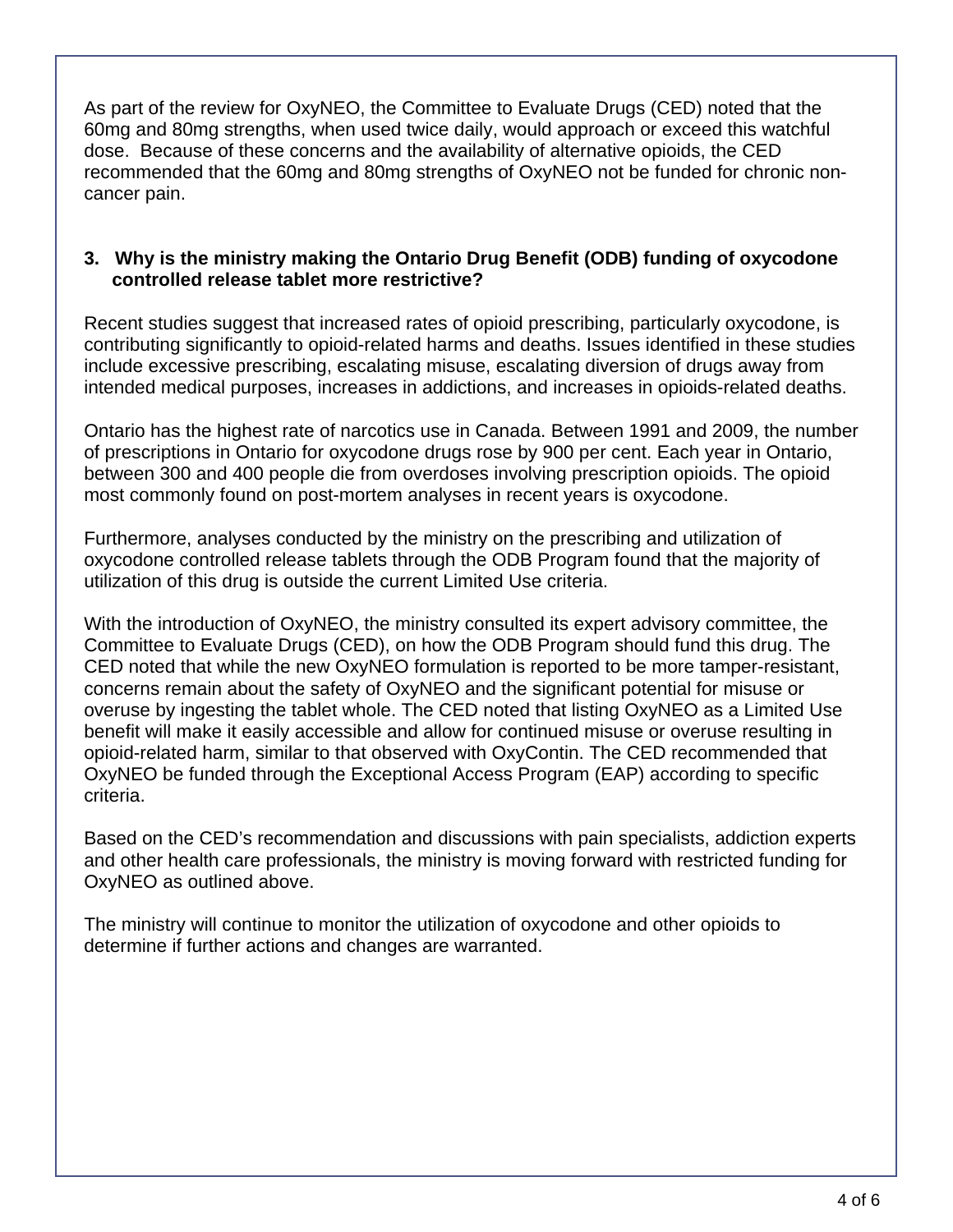As part of the review for OxyNEO, the Committee to Evaluate Drugs (CED) noted that the 60mg and 80mg strengths, when used twice daily, would approach or exceed this watchful dose.  Because of these concerns and the availability of alternative opioids, the CED recommended that the 60mg and 80mg strengths of OxyNEO not be funded for chronic non-cancer pain.

**3. Why is the ministry making the Ontario Drug Benefit (ODB) funding of oxycodone controlled release tablet more restrictive?**

Recent studies suggest that increased rates of opioid prescribing, particularly oxycodone, is contributing significantly to opioid-related harms and deaths. Issues identified in these studies include excessive prescribing, escalating misuse, escalating diversion of drugs away from intended medical purposes, increases in addictions, and increases in opioids-related deaths.

Ontario has the highest rate of narcotics use in Canada. Between 1991 and 2009, the number of prescriptions in Ontario for oxycodone drugs rose by 900 per cent. Each year in Ontario, between 300 and 400 people die from overdoses involving prescription opioids. The opioid most commonly found on post-mortem analyses in recent years is oxycodone.

Furthermore, analyses conducted by the ministry on the prescribing and utilization of oxycodone controlled release tablets through the ODB Program found that the majority of utilization of this drug is outside the current Limited Use criteria.

With the introduction of OxyNEO, the ministry consulted its expert advisory committee, the Committee to Evaluate Drugs (CED), on how the ODB Program should fund this drug. The CED noted that while the new OxyNEO formulation is reported to be more tamper-resistant, concerns remain about the safety of OxyNEO and the significant potential for misuse or overuse by ingesting the tablet whole. The CED noted that listing OxyNEO as a Limited Use benefit will make it easily accessible and allow for continued misuse or overuse resulting in opioid-related harm, similar to that observed with OxyContin. The CED recommended that OxyNEO be funded through the Exceptional Access Program (EAP) according to specific criteria.

Based on the CED's recommendation and discussions with pain specialists, addiction experts and other health care professionals, the ministry is moving forward with restricted funding for OxyNEO as outlined above.

The ministry will continue to monitor the utilization of oxycodone and other opioids to determine if further actions and changes are warranted.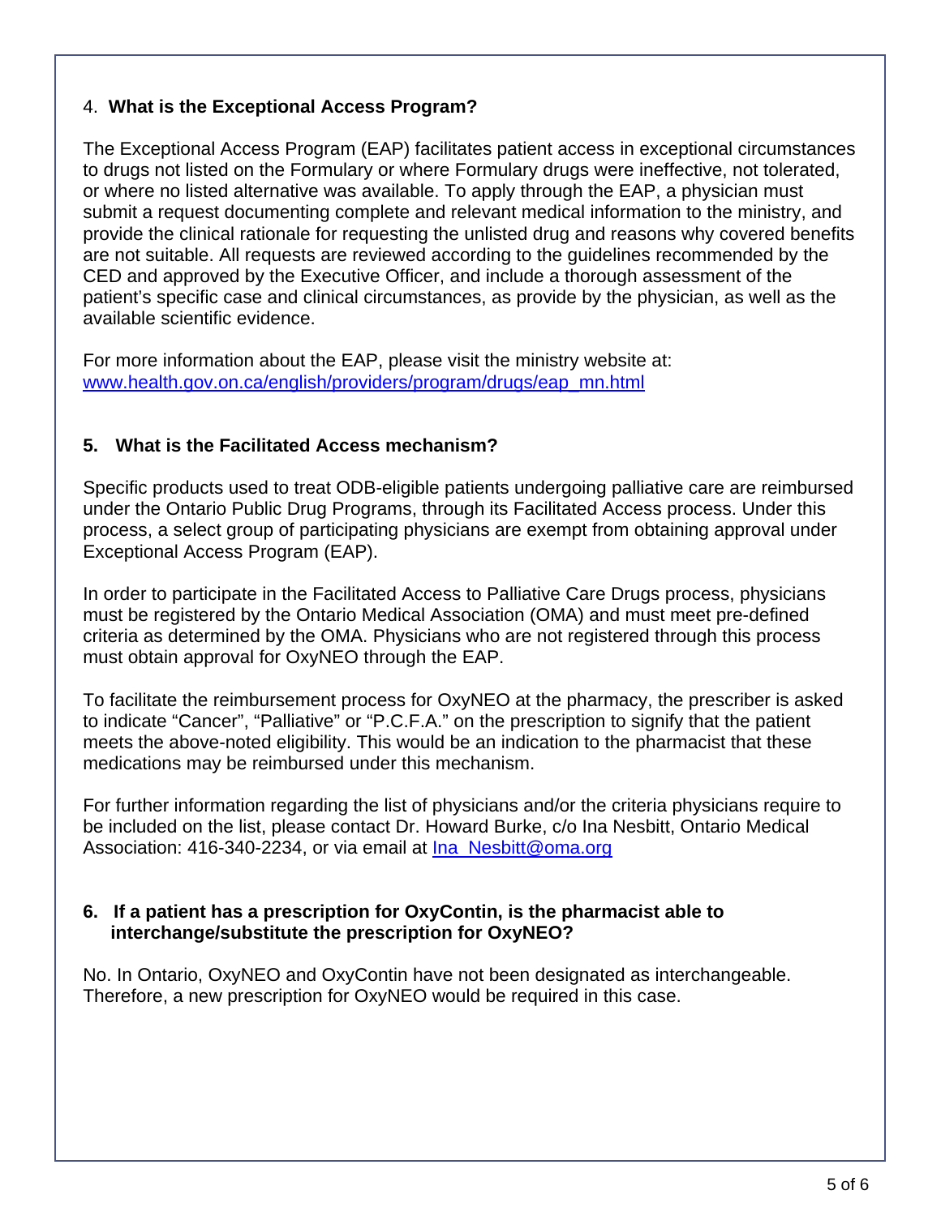### 4. **What is the Exceptional Access Program?**

The Exceptional Access Program (EAP) facilitates patient access in exceptional circumstances to drugs not listed on the Formulary or where Formulary drugs were ineffective, not tolerated, or where no listed alternative was available. To apply through the EAP, a physician must submit a request documenting complete and relevant medical information to the ministry, and provide the clinical rationale for requesting the unlisted drug and reasons why covered benefits are not suitable. All requests are reviewed according to the guidelines recommended by the CED and approved by the Executive Officer, and include a thorough assessment of the patient's specific case and clinical circumstances, as provide by the physician, as well as the available scientific evidence.

For more information about the EAP, please visit the ministry website at: www.health.gov.on.ca/english/providers/program/drugs/eap_mn.html

### 5. What is the Facilitated Access mechanism?

Specific products used to treat ODB-eligible patients undergoing palliative care are reimbursed under the Ontario Public Drug Programs, through its Facilitated Access process. Under this process, a select group of participating physicians are exempt from obtaining approval under Exceptional Access Program (EAP).

In order to participate in the Facilitated Access to Palliative Care Drugs process, physicians must be registered by the Ontario Medical Association (OMA) and must meet pre-defined criteria as determined by the OMA. Physicians who are not registered through this process must obtain approval for OxyNEO through the EAP.

To facilitate the reimbursement process for OxyNEO at the pharmacy, the prescriber is asked to indicate "Cancer", "Palliative" or "P.C.F.A." on the prescription to signify that the patient meets the above-noted eligibility. This would be an indication to the pharmacist that these medications may be reimbursed under this mechanism.

For further information regarding the list of physicians and/or the criteria physicians require to be included on the list, please contact Dr. Howard Burke, c/o Ina Nesbitt, Ontario Medical Association: 416-340-2234, or via email at Ina_Nesbitt@oma.org

### 6. If a patient has a prescription for OxyContin, is the pharmacist able to interchange/substitute the prescription for OxyNEO?

No. In Ontario, OxyNEO and OxyContin have not been designated as interchangeable. Therefore, a new prescription for OxyNEO would be required in this case.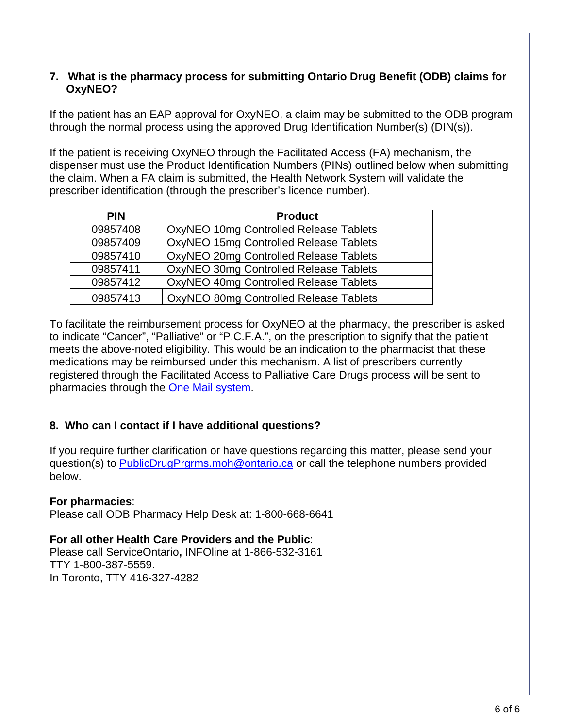### 7. What is the pharmacy process for submitting Ontario Drug Benefit (ODB) claims for OxyNEO?

If the patient has an EAP approval for OxyNEO, a claim may be submitted to the ODB program through the normal process using the approved Drug Identification Number(s) (DIN(s)).

If the patient is receiving OxyNEO through the Facilitated Access (FA) mechanism, the dispenser must use the Product Identification Numbers (PINs) outlined below when submitting the claim. When a FA claim is submitted, the Health Network System will validate the prescriber identification (through the prescriber's licence number).

| PIN | Product |
|---|---|
| 09857408 | OxyNEO 10mg Controlled Release Tablets |
| 09857409 | OxyNEO 15mg Controlled Release Tablets |
| 09857410 | OxyNEO 20mg Controlled Release Tablets |
| 09857411 | OxyNEO 30mg Controlled Release Tablets |
| 09857412 | OxyNEO 40mg Controlled Release Tablets |
| 09857413 | OxyNEO 80mg Controlled Release Tablets |

To facilitate the reimbursement process for OxyNEO at the pharmacy, the prescriber is asked to indicate "Cancer", "Palliative" or "P.C.F.A.", on the prescription to signify that the patient meets the above-noted eligibility. This would be an indication to the pharmacist that these medications may be reimbursed under this mechanism. A list of prescribers currently registered through the Facilitated Access to Palliative Care Drugs process will be sent to pharmacies through the One Mail system.

### 8. Who can I contact if I have additional questions?

If you require further clarification or have questions regarding this matter, please send your question(s) to PublicDrugPrgrms.moh@ontario.ca or call the telephone numbers provided below.

**For pharmacies**:
Please call ODB Pharmacy Help Desk at: 1-800-668-6641

**For all other Health Care Providers and the Public**:
Please call ServiceOntario**,** INFOline at 1-866-532-3161
TTY 1-800-387-5559.
In Toronto, TTY 416-327-4282